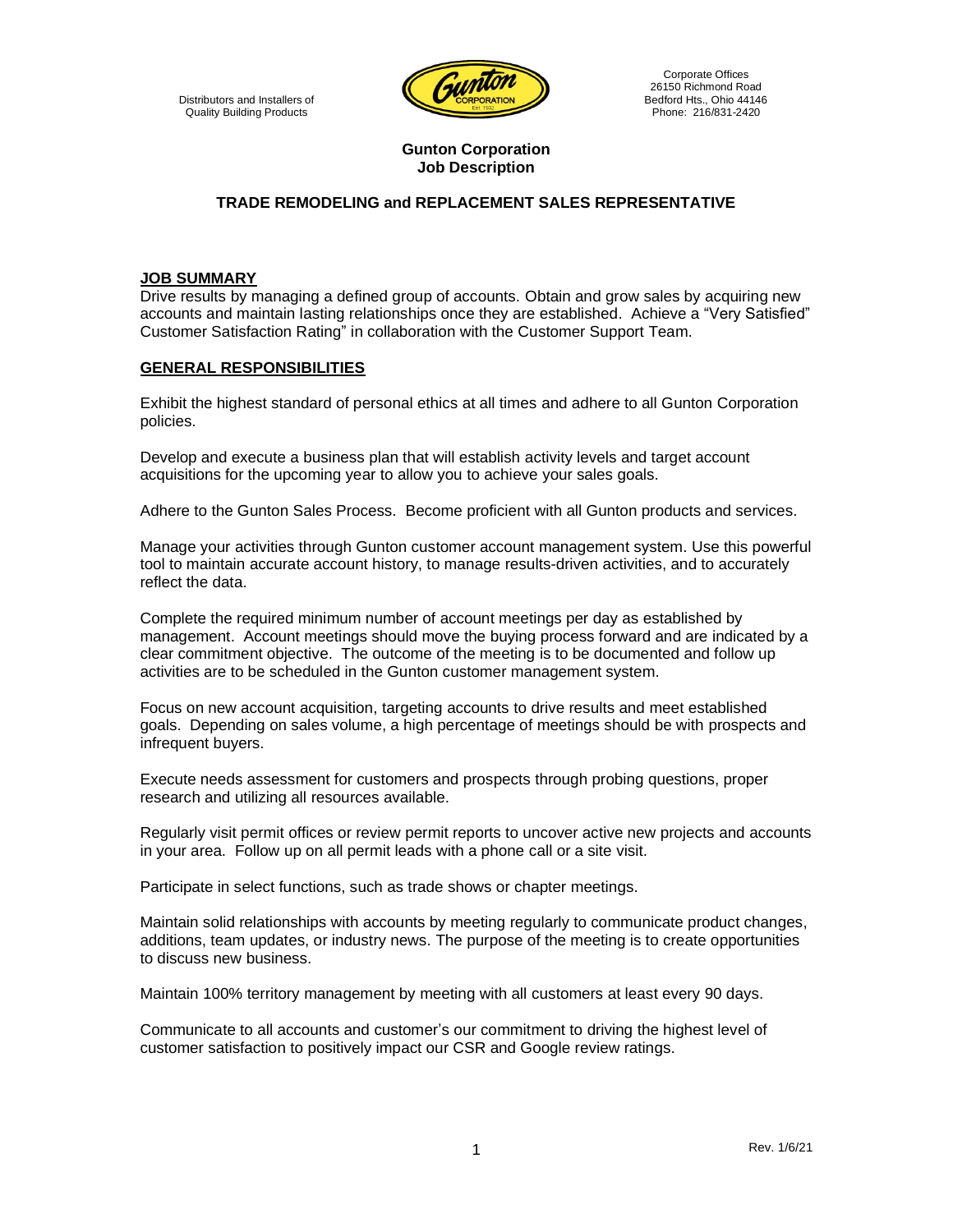Distributors and Installers of
Quality Building Products

Corporate Offices
26150 Richmond Road
Bedford Hts., Ohio 44146
Phone: 216/831-2420

**Gunton Corporation**
**Job Description**

## TRADE REMODELING and REPLACEMENT SALES REPRESENTATIVE

### JOB SUMMARY

Drive results by managing a defined group of accounts. Obtain and grow sales by acquiring new accounts and maintain lasting relationships once they are established. Achieve a "Very Satisfied" Customer Satisfaction Rating" in collaboration with the Customer Support Team.

### GENERAL RESPONSIBILITIES

Exhibit the highest standard of personal ethics at all times and adhere to all Gunton Corporation policies.

Develop and execute a business plan that will establish activity levels and target account acquisitions for the upcoming year to allow you to achieve your sales goals.

Adhere to the Gunton Sales Process. Become proficient with all Gunton products and services.

Manage your activities through Gunton customer account management system. Use this powerful tool to maintain accurate account history, to manage results-driven activities, and to accurately reflect the data.

Complete the required minimum number of account meetings per day as established by management. Account meetings should move the buying process forward and are indicated by a clear commitment objective. The outcome of the meeting is to be documented and follow up activities are to be scheduled in the Gunton customer management system.

Focus on new account acquisition, targeting accounts to drive results and meet established goals. Depending on sales volume, a high percentage of meetings should be with prospects and infrequent buyers.

Execute needs assessment for customers and prospects through probing questions, proper research and utilizing all resources available.

Regularly visit permit offices or review permit reports to uncover active new projects and accounts in your area. Follow up on all permit leads with a phone call or a site visit.

Participate in select functions, such as trade shows or chapter meetings.

Maintain solid relationships with accounts by meeting regularly to communicate product changes, additions, team updates, or industry news. The purpose of the meeting is to create opportunities to discuss new business.

Maintain 100% territory management by meeting with all customers at least every 90 days.

Communicate to all accounts and customer's our commitment to driving the highest level of customer satisfaction to positively impact our CSR and Google review ratings.

Rev. 1/6/21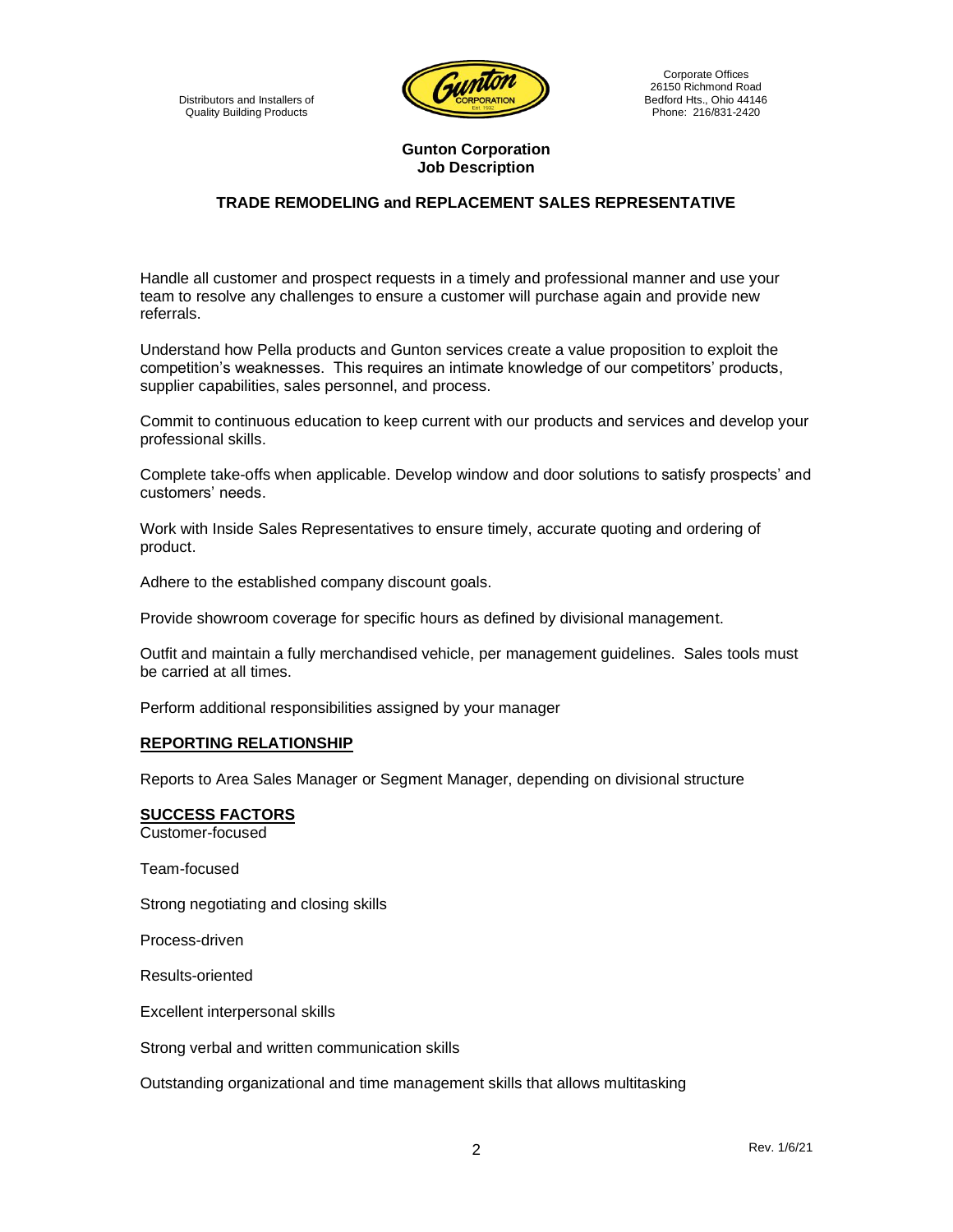Distributors and Installers of Quality Building Products

Corporate Offices
26150 Richmond Road
Bedford Hts., Ohio 44146
Phone: 216/831-2420

**Gunton Corporation**
**Job Description**

## TRADE REMODELING and REPLACEMENT SALES REPRESENTATIVE

Handle all customer and prospect requests in a timely and professional manner and use your team to resolve any challenges to ensure a customer will purchase again and provide new referrals.

Understand how Pella products and Gunton services create a value proposition to exploit the competition's weaknesses. This requires an intimate knowledge of our competitors' products, supplier capabilities, sales personnel, and process.

Commit to continuous education to keep current with our products and services and develop your professional skills.

Complete take-offs when applicable. Develop window and door solutions to satisfy prospects' and customers' needs.

Work with Inside Sales Representatives to ensure timely, accurate quoting and ordering of product.

Adhere to the established company discount goals.

Provide showroom coverage for specific hours as defined by divisional management.

Outfit and maintain a fully merchandised vehicle, per management guidelines. Sales tools must be carried at all times.

Perform additional responsibilities assigned by your manager

### REPORTING RELATIONSHIP

Reports to Area Sales Manager or Segment Manager, depending on divisional structure

### SUCCESS FACTORS

Customer-focused

Team-focused

Strong negotiating and closing skills

Process-driven

Results-oriented

Excellent interpersonal skills

Strong verbal and written communication skills

Outstanding organizational and time management skills that allows multitasking

Rev. 1/6/21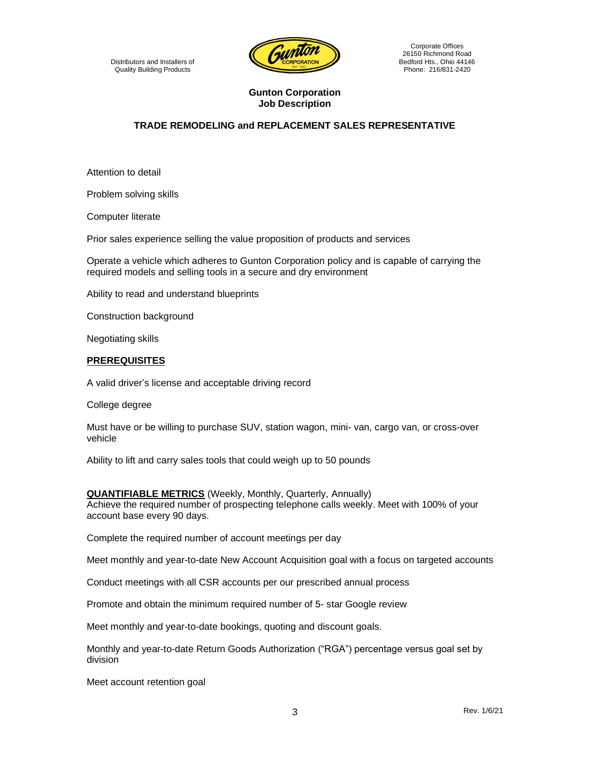Distributors and Installers of
Quality Building Products

Corporate Offices
26150 Richmond Road
Bedford Hts., Ohio 44146
Phone: 216/831-2420

**Gunton Corporation**
**Job Description**

## TRADE REMODELING and REPLACEMENT SALES REPRESENTATIVE

Attention to detail

Problem solving skills

Computer literate

Prior sales experience selling the value proposition of products and services

Operate a vehicle which adheres to Gunton Corporation policy and is capable of carrying the required models and selling tools in a secure and dry environment

Ability to read and understand blueprints

Construction background

Negotiating skills

### PREREQUISITES

A valid driver's license and acceptable driving record

College degree

Must have or be willing to purchase SUV, station wagon, mini- van, cargo van, or cross-over vehicle

Ability to lift and carry sales tools that could weigh up to 50 pounds

### QUANTIFIABLE METRICS (Weekly, Monthly, Quarterly, Annually)

Achieve the required number of prospecting telephone calls weekly. Meet with 100% of your account base every 90 days.

Complete the required number of account meetings per day

Meet monthly and year-to-date New Account Acquisition goal with a focus on targeted accounts

Conduct meetings with all CSR accounts per our prescribed annual process

Promote and obtain the minimum required number of 5- star Google review

Meet monthly and year-to-date bookings, quoting and discount goals.

Monthly and year-to-date Return Goods Authorization ("RGA") percentage versus goal set by division

Meet account retention goal

Rev. 1/6/21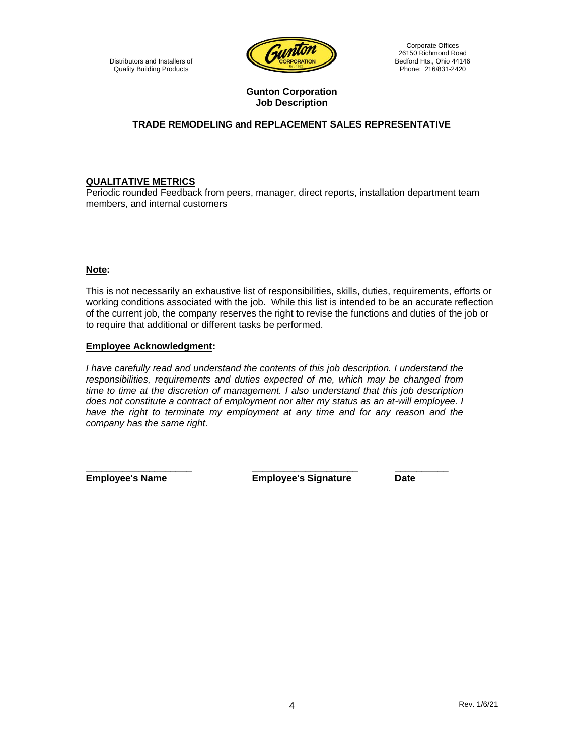Distributors and Installers of
Quality Building Products

Corporate Offices
26150 Richmond Road
Bedford Hts., Ohio 44146
Phone: 216/831-2420

**Gunton Corporation**
**Job Description**

**TRADE REMODELING and REPLACEMENT SALES REPRESENTATIVE**

**QUALITATIVE METRICS**

Periodic rounded Feedback from peers, manager, direct reports, installation department team members, and internal customers

**Note:**

This is not necessarily an exhaustive list of responsibilities, skills, duties, requirements, efforts or working conditions associated with the job. While this list is intended to be an accurate reflection of the current job, the company reserves the right to revise the functions and duties of the job or to require that additional or different tasks be performed.

**Employee Acknowledgment:**

*I have carefully read and understand the contents of this job description. I understand the responsibilities, requirements and duties expected of me, which may be changed from time to time at the discretion of management. I also understand that this job description does not constitute a contract of employment nor alter my status as an at-will employee. I have the right to terminate my employment at any time and for any reason and the company has the same right.*

____________________ ____________________ __________

**Employee's Name** **Employee's Signature** **Date**

Rev. 1/6/21